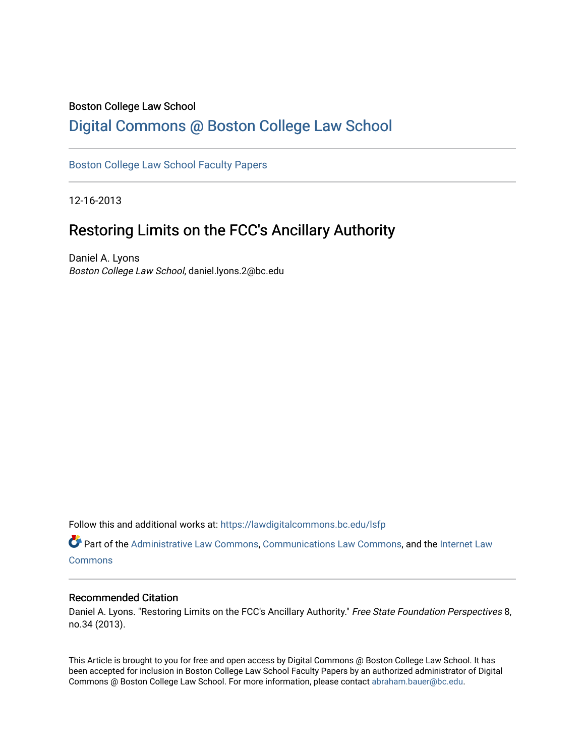Boston College Law School

# Digital Commons @ Boston College Law School

Boston College Law School Faculty Papers

12-16-2013

## Restoring Limits on the FCC's Ancillary Authority

Daniel A. Lyons
*Boston College Law School*, daniel.lyons.2@bc.edu

Follow this and additional works at: https://lawdigitalcommons.bc.edu/lsfp

Part of the Administrative Law Commons, Communications Law Commons, and the Internet Law Commons

### Recommended Citation

Daniel A. Lyons. "Restoring Limits on the FCC's Ancillary Authority." *Free State Foundation Perspectives* 8, no.34 (2013).

This Article is brought to you for free and open access by Digital Commons @ Boston College Law School. It has been accepted for inclusion in Boston College Law School Faculty Papers by an authorized administrator of Digital Commons @ Boston College Law School. For more information, please contact abraham.bauer@bc.edu.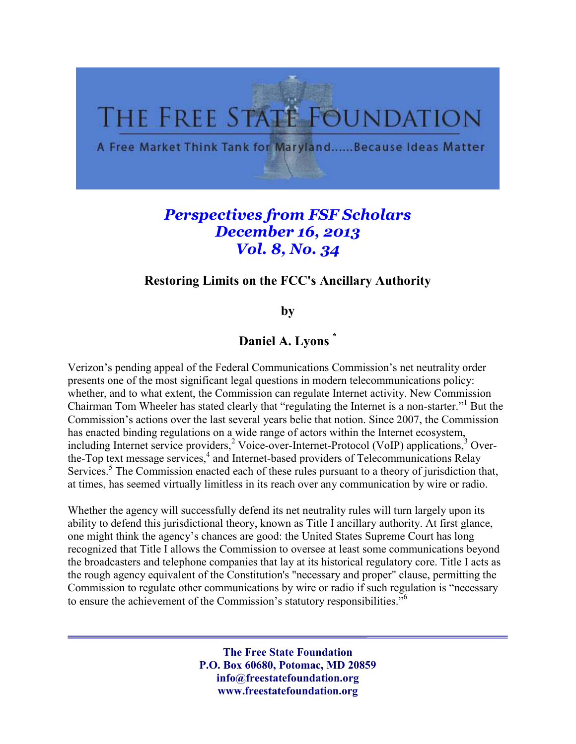# THE FREE STATE FOUNDATION

A Free Market Think Tank for Maryland......Because Ideas Matter

*Perspectives from FSF Scholars*
*December 16, 2013*
*Vol. 8, No. 34*

## Restoring Limits on the FCC's Ancillary Authority

**by**

**Daniel A. Lyons** [*]

Verizon's pending appeal of the Federal Communications Commission's net neutrality order presents one of the most significant legal questions in modern telecommunications policy: whether, and to what extent, the Commission can regulate Internet activity. New Commission Chairman Tom Wheeler has stated clearly that "regulating the Internet is a non-starter."[1] But the Commission's actions over the last several years belie that notion. Since 2007, the Commission has enacted binding regulations on a wide range of actors within the Internet ecosystem, including Internet service providers,[2] Voice-over-Internet-Protocol (VoIP) applications,[3] Over-the-Top text message services,[4] and Internet-based providers of Telecommunications Relay Services.[5] The Commission enacted each of these rules pursuant to a theory of jurisdiction that, at times, has seemed virtually limitless in its reach over any communication by wire or radio.

Whether the agency will successfully defend its net neutrality rules will turn largely upon its ability to defend this jurisdictional theory, known as Title I ancillary authority. At first glance, one might think the agency's chances are good: the United States Supreme Court has long recognized that Title I allows the Commission to oversee at least some communications beyond the broadcasters and telephone companies that lay at its historical regulatory core. Title I acts as the rough agency equivalent of the Constitution's "necessary and proper" clause, permitting the Commission to regulate other communications by wire or radio if such regulation is "necessary to ensure the achievement of the Commission's statutory responsibilities."[6]

**The Free State Foundation**
**P.O. Box 60680, Potomac, MD 20859**
**info@freestatefoundation.org**
**www.freestatefoundation.org**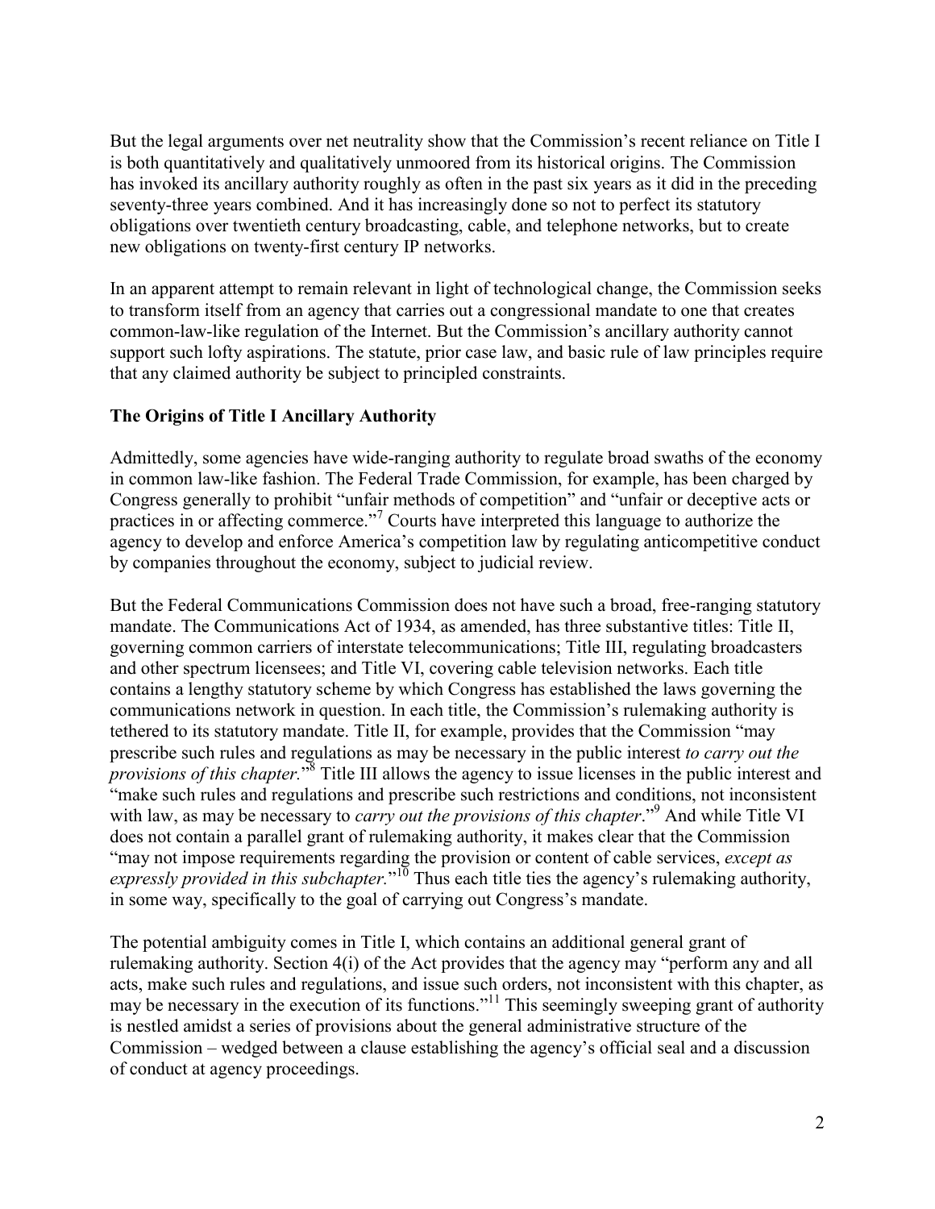But the legal arguments over net neutrality show that the Commission's recent reliance on Title I is both quantitatively and qualitatively unmoored from its historical origins. The Commission has invoked its ancillary authority roughly as often in the past six years as it did in the preceding seventy-three years combined. And it has increasingly done so not to perfect its statutory obligations over twentieth century broadcasting, cable, and telephone networks, but to create new obligations on twenty-first century IP networks.

In an apparent attempt to remain relevant in light of technological change, the Commission seeks to transform itself from an agency that carries out a congressional mandate to one that creates common-law-like regulation of the Internet. But the Commission's ancillary authority cannot support such lofty aspirations. The statute, prior case law, and basic rule of law principles require that any claimed authority be subject to principled constraints.

## The Origins of Title I Ancillary Authority

Admittedly, some agencies have wide-ranging authority to regulate broad swaths of the economy in common law-like fashion. The Federal Trade Commission, for example, has been charged by Congress generally to prohibit "unfair methods of competition" and "unfair or deceptive acts or practices in or affecting commerce."[7] Courts have interpreted this language to authorize the agency to develop and enforce America's competition law by regulating anticompetitive conduct by companies throughout the economy, subject to judicial review.

But the Federal Communications Commission does not have such a broad, free-ranging statutory mandate. The Communications Act of 1934, as amended, has three substantive titles: Title II, governing common carriers of interstate telecommunications; Title III, regulating broadcasters and other spectrum licensees; and Title VI, covering cable television networks. Each title contains a lengthy statutory scheme by which Congress has established the laws governing the communications network in question. In each title, the Commission's rulemaking authority is tethered to its statutory mandate. Title II, for example, provides that the Commission "may prescribe such rules and regulations as may be necessary in the public interest *to carry out the provisions of this chapter.*"[8] Title III allows the agency to issue licenses in the public interest and "make such rules and regulations and prescribe such restrictions and conditions, not inconsistent with law, as may be necessary to *carry out the provisions of this chapter*."[9] And while Title VI does not contain a parallel grant of rulemaking authority, it makes clear that the Commission "may not impose requirements regarding the provision or content of cable services, *except as expressly provided in this subchapter.*"[10] Thus each title ties the agency's rulemaking authority, in some way, specifically to the goal of carrying out Congress's mandate.

The potential ambiguity comes in Title I, which contains an additional general grant of rulemaking authority. Section 4(i) of the Act provides that the agency may "perform any and all acts, make such rules and regulations, and issue such orders, not inconsistent with this chapter, as may be necessary in the execution of its functions."[11] This seemingly sweeping grant of authority is nestled amidst a series of provisions about the general administrative structure of the Commission – wedged between a clause establishing the agency's official seal and a discussion of conduct at agency proceedings.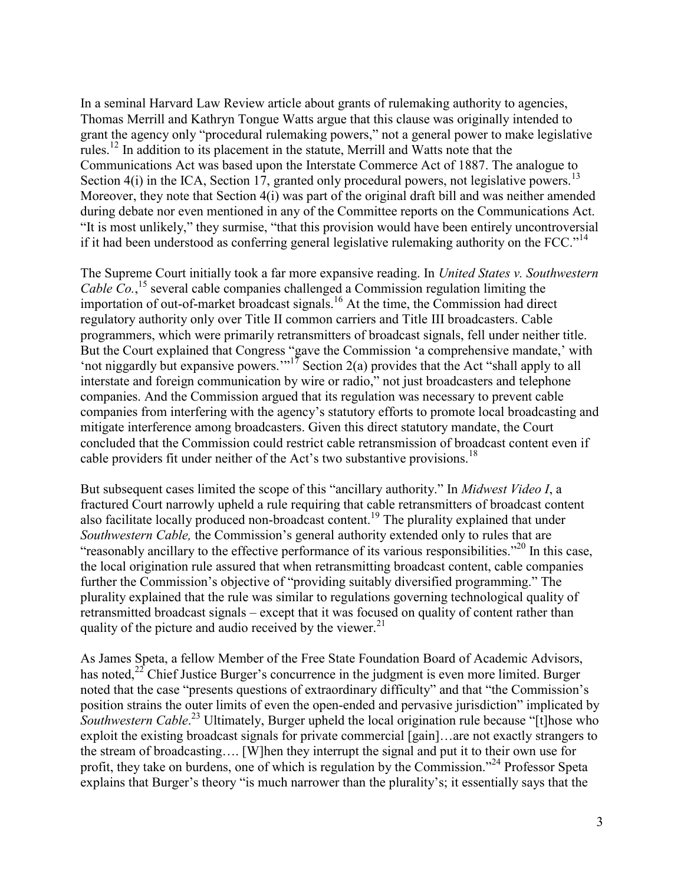In a seminal Harvard Law Review article about grants of rulemaking authority to agencies, Thomas Merrill and Kathryn Tongue Watts argue that this clause was originally intended to grant the agency only "procedural rulemaking powers," not a general power to make legislative rules.[12] In addition to its placement in the statute, Merrill and Watts note that the Communications Act was based upon the Interstate Commerce Act of 1887. The analogue to Section 4(i) in the ICA, Section 17, granted only procedural powers, not legislative powers.[13] Moreover, they note that Section 4(i) was part of the original draft bill and was neither amended during debate nor even mentioned in any of the Committee reports on the Communications Act. "It is most unlikely," they surmise, "that this provision would have been entirely uncontroversial if it had been understood as conferring general legislative rulemaking authority on the FCC."[14]

The Supreme Court initially took a far more expansive reading. In *United States v. Southwestern Cable Co.*,[15] several cable companies challenged a Commission regulation limiting the importation of out-of-market broadcast signals.[16] At the time, the Commission had direct regulatory authority only over Title II common carriers and Title III broadcasters. Cable programmers, which were primarily retransmitters of broadcast signals, fell under neither title. But the Court explained that Congress "gave the Commission 'a comprehensive mandate,' with 'not niggardly but expansive powers.'"[17] Section 2(a) provides that the Act "shall apply to all interstate and foreign communication by wire or radio," not just broadcasters and telephone companies. And the Commission argued that its regulation was necessary to prevent cable companies from interfering with the agency's statutory efforts to promote local broadcasting and mitigate interference among broadcasters. Given this direct statutory mandate, the Court concluded that the Commission could restrict cable retransmission of broadcast content even if cable providers fit under neither of the Act's two substantive provisions.[18]

But subsequent cases limited the scope of this "ancillary authority." In *Midwest Video I*, a fractured Court narrowly upheld a rule requiring that cable retransmitters of broadcast content also facilitate locally produced non-broadcast content.[19] The plurality explained that under *Southwestern Cable,* the Commission's general authority extended only to rules that are "reasonably ancillary to the effective performance of its various responsibilities."[20] In this case, the local origination rule assured that when retransmitting broadcast content, cable companies further the Commission's objective of "providing suitably diversified programming." The plurality explained that the rule was similar to regulations governing technological quality of retransmitted broadcast signals – except that it was focused on quality of content rather than quality of the picture and audio received by the viewer.[21]

As James Speta, a fellow Member of the Free State Foundation Board of Academic Advisors, has noted,[22] Chief Justice Burger's concurrence in the judgment is even more limited. Burger noted that the case "presents questions of extraordinary difficulty" and that "the Commission's position strains the outer limits of even the open-ended and pervasive jurisdiction" implicated by *Southwestern Cable*.[23] Ultimately, Burger upheld the local origination rule because "[t]hose who exploit the existing broadcast signals for private commercial [gain]…are not exactly strangers to the stream of broadcasting…. [W]hen they interrupt the signal and put it to their own use for profit, they take on burdens, one of which is regulation by the Commission."[24] Professor Speta explains that Burger's theory "is much narrower than the plurality's; it essentially says that the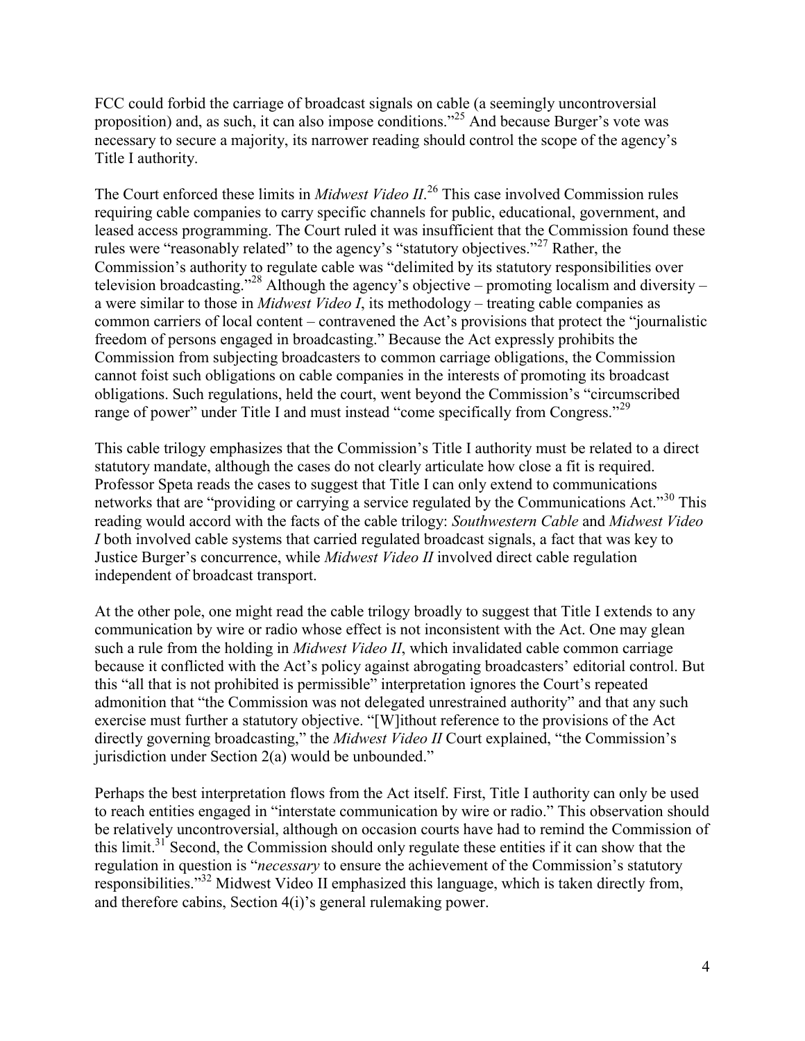FCC could forbid the carriage of broadcast signals on cable (a seemingly uncontroversial proposition) and, as such, it can also impose conditions."[25] And because Burger's vote was necessary to secure a majority, its narrower reading should control the scope of the agency's Title I authority.

The Court enforced these limits in *Midwest Video II*.[26] This case involved Commission rules requiring cable companies to carry specific channels for public, educational, government, and leased access programming. The Court ruled it was insufficient that the Commission found these rules were "reasonably related" to the agency's "statutory objectives."[27] Rather, the Commission's authority to regulate cable was "delimited by its statutory responsibilities over television broadcasting."[28] Although the agency's objective – promoting localism and diversity – a were similar to those in *Midwest Video I*, its methodology – treating cable companies as common carriers of local content – contravened the Act's provisions that protect the "journalistic freedom of persons engaged in broadcasting." Because the Act expressly prohibits the Commission from subjecting broadcasters to common carriage obligations, the Commission cannot foist such obligations on cable companies in the interests of promoting its broadcast obligations. Such regulations, held the court, went beyond the Commission's "circumscribed range of power" under Title I and must instead "come specifically from Congress."[29]

This cable trilogy emphasizes that the Commission's Title I authority must be related to a direct statutory mandate, although the cases do not clearly articulate how close a fit is required. Professor Speta reads the cases to suggest that Title I can only extend to communications networks that are "providing or carrying a service regulated by the Communications Act."[30] This reading would accord with the facts of the cable trilogy: *Southwestern Cable* and *Midwest Video I* both involved cable systems that carried regulated broadcast signals, a fact that was key to Justice Burger's concurrence, while *Midwest Video II* involved direct cable regulation independent of broadcast transport.

At the other pole, one might read the cable trilogy broadly to suggest that Title I extends to any communication by wire or radio whose effect is not inconsistent with the Act. One may glean such a rule from the holding in *Midwest Video II*, which invalidated cable common carriage because it conflicted with the Act's policy against abrogating broadcasters' editorial control. But this "all that is not prohibited is permissible" interpretation ignores the Court's repeated admonition that "the Commission was not delegated unrestrained authority" and that any such exercise must further a statutory objective. "[W]ithout reference to the provisions of the Act directly governing broadcasting," the *Midwest Video II* Court explained, "the Commission's jurisdiction under Section 2(a) would be unbounded."

Perhaps the best interpretation flows from the Act itself. First, Title I authority can only be used to reach entities engaged in "interstate communication by wire or radio." This observation should be relatively uncontroversial, although on occasion courts have had to remind the Commission of this limit.[31] Second, the Commission should only regulate these entities if it can show that the regulation in question is "*necessary* to ensure the achievement of the Commission's statutory responsibilities."[32] Midwest Video II emphasized this language, which is taken directly from, and therefore cabins, Section 4(i)'s general rulemaking power.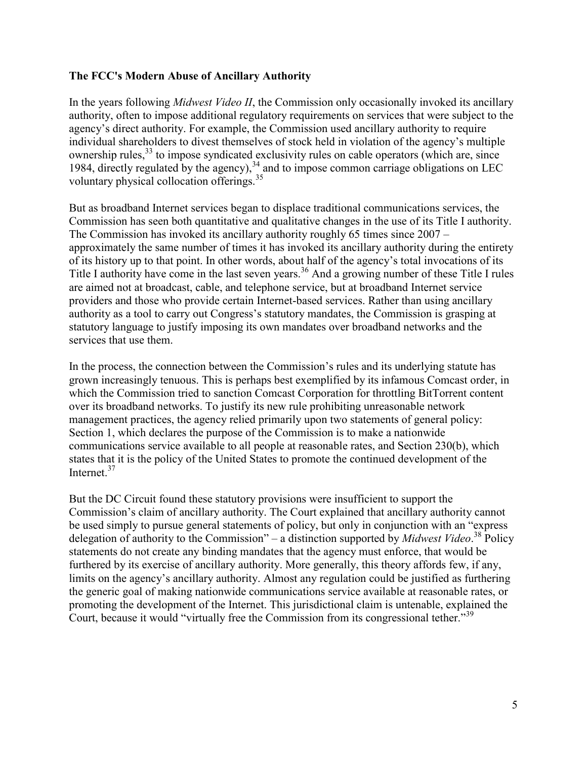**The FCC's Modern Abuse of Ancillary Authority**

In the years following *Midwest Video II*, the Commission only occasionally invoked its ancillary authority, often to impose additional regulatory requirements on services that were subject to the agency's direct authority. For example, the Commission used ancillary authority to require individual shareholders to divest themselves of stock held in violation of the agency's multiple ownership rules,[33] to impose syndicated exclusivity rules on cable operators (which are, since 1984, directly regulated by the agency),[34] and to impose common carriage obligations on LEC voluntary physical collocation offerings.[35]

But as broadband Internet services began to displace traditional communications services, the Commission has seen both quantitative and qualitative changes in the use of its Title I authority. The Commission has invoked its ancillary authority roughly 65 times since 2007 – approximately the same number of times it has invoked its ancillary authority during the entirety of its history up to that point. In other words, about half of the agency's total invocations of its Title I authority have come in the last seven years.[36] And a growing number of these Title I rules are aimed not at broadcast, cable, and telephone service, but at broadband Internet service providers and those who provide certain Internet-based services. Rather than using ancillary authority as a tool to carry out Congress's statutory mandates, the Commission is grasping at statutory language to justify imposing its own mandates over broadband networks and the services that use them.

In the process, the connection between the Commission's rules and its underlying statute has grown increasingly tenuous. This is perhaps best exemplified by its infamous Comcast order, in which the Commission tried to sanction Comcast Corporation for throttling BitTorrent content over its broadband networks. To justify its new rule prohibiting unreasonable network management practices, the agency relied primarily upon two statements of general policy: Section 1, which declares the purpose of the Commission is to make a nationwide communications service available to all people at reasonable rates, and Section 230(b), which states that it is the policy of the United States to promote the continued development of the Internet.[37]

But the DC Circuit found these statutory provisions were insufficient to support the Commission's claim of ancillary authority. The Court explained that ancillary authority cannot be used simply to pursue general statements of policy, but only in conjunction with an "express delegation of authority to the Commission" – a distinction supported by *Midwest Video*.[38] Policy statements do not create any binding mandates that the agency must enforce, that would be furthered by its exercise of ancillary authority. More generally, this theory affords few, if any, limits on the agency's ancillary authority. Almost any regulation could be justified as furthering the generic goal of making nationwide communications service available at reasonable rates, or promoting the development of the Internet. This jurisdictional claim is untenable, explained the Court, because it would "virtually free the Commission from its congressional tether."[39]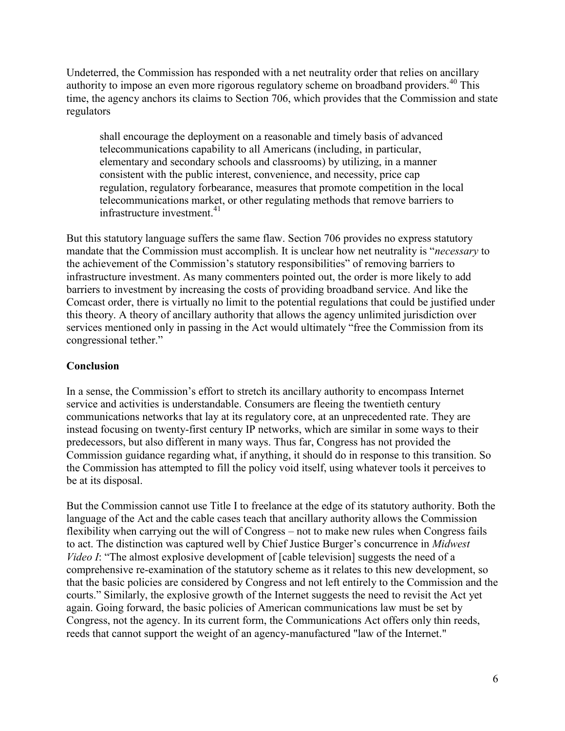Undeterred, the Commission has responded with a net neutrality order that relies on ancillary authority to impose an even more rigorous regulatory scheme on broadband providers.[40] This time, the agency anchors its claims to Section 706, which provides that the Commission and state regulators

> shall encourage the deployment on a reasonable and timely basis of advanced telecommunications capability to all Americans (including, in particular, elementary and secondary schools and classrooms) by utilizing, in a manner consistent with the public interest, convenience, and necessity, price cap regulation, regulatory forbearance, measures that promote competition in the local telecommunications market, or other regulating methods that remove barriers to infrastructure investment.[41]

But this statutory language suffers the same flaw. Section 706 provides no express statutory mandate that the Commission must accomplish. It is unclear how net neutrality is "*necessary* to the achievement of the Commission's statutory responsibilities" of removing barriers to infrastructure investment. As many commenters pointed out, the order is more likely to add barriers to investment by increasing the costs of providing broadband service. And like the Comcast order, there is virtually no limit to the potential regulations that could be justified under this theory. A theory of ancillary authority that allows the agency unlimited jurisdiction over services mentioned only in passing in the Act would ultimately "free the Commission from its congressional tether."

**Conclusion**

In a sense, the Commission's effort to stretch its ancillary authority to encompass Internet service and activities is understandable. Consumers are fleeing the twentieth century communications networks that lay at its regulatory core, at an unprecedented rate. They are instead focusing on twenty-first century IP networks, which are similar in some ways to their predecessors, but also different in many ways. Thus far, Congress has not provided the Commission guidance regarding what, if anything, it should do in response to this transition. So the Commission has attempted to fill the policy void itself, using whatever tools it perceives to be at its disposal.

But the Commission cannot use Title I to freelance at the edge of its statutory authority. Both the language of the Act and the cable cases teach that ancillary authority allows the Commission flexibility when carrying out the will of Congress – not to make new rules when Congress fails to act. The distinction was captured well by Chief Justice Burger's concurrence in *Midwest Video I*: "The almost explosive development of [cable television] suggests the need of a comprehensive re-examination of the statutory scheme as it relates to this new development, so that the basic policies are considered by Congress and not left entirely to the Commission and the courts." Similarly, the explosive growth of the Internet suggests the need to revisit the Act yet again. Going forward, the basic policies of American communications law must be set by Congress, not the agency. In its current form, the Communications Act offers only thin reeds, reeds that cannot support the weight of an agency-manufactured "law of the Internet."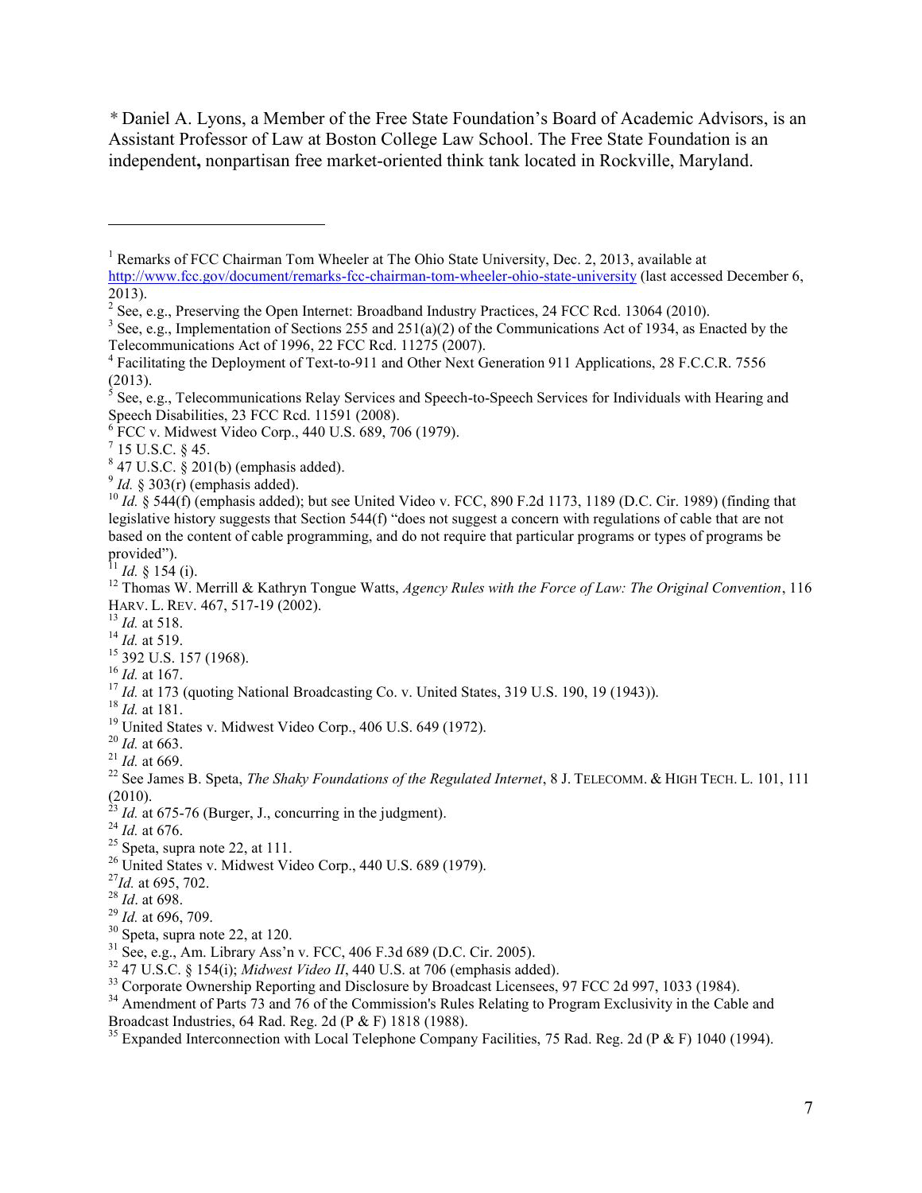\* Daniel A. Lyons, a Member of the Free State Foundation's Board of Academic Advisors, is an Assistant Professor of Law at Boston College Law School. The Free State Foundation is an independent**,** nonpartisan free market-oriented think tank located in Rockville, Maryland.

---

[1] Remarks of FCC Chairman Tom Wheeler at The Ohio State University, Dec. 2, 2013, available at http://www.fcc.gov/document/remarks-fcc-chairman-tom-wheeler-ohio-state-university (last accessed December 6, 2013).

[2] See, e.g., Preserving the Open Internet: Broadband Industry Practices, 24 FCC Rcd. 13064 (2010).

[3] See, e.g., Implementation of Sections 255 and 251(a)(2) of the Communications Act of 1934, as Enacted by the Telecommunications Act of 1996, 22 FCC Rcd. 11275 (2007).

[4] Facilitating the Deployment of Text-to-911 and Other Next Generation 911 Applications, 28 F.C.C.R. 7556 (2013).

[5] See, e.g., Telecommunications Relay Services and Speech-to-Speech Services for Individuals with Hearing and Speech Disabilities, 23 FCC Rcd. 11591 (2008).

[6] FCC v. Midwest Video Corp., 440 U.S. 689, 706 (1979).

[7] 15 U.S.C. § 45.

[8] 47 U.S.C. § 201(b) (emphasis added).

[9] *Id.* § 303(r) (emphasis added).

[10] *Id.* § 544(f) (emphasis added); but see United Video v. FCC, 890 F.2d 1173, 1189 (D.C. Cir. 1989) (finding that legislative history suggests that Section 544(f) "does not suggest a concern with regulations of cable that are not based on the content of cable programming, and do not require that particular programs or types of programs be provided").

[11] *Id.* § 154 (i).

[12] Thomas W. Merrill & Kathryn Tongue Watts, *Agency Rules with the Force of Law: The Original Convention*, 116 HARV. L. REV. 467, 517-19 (2002).

[13] *Id.* at 518.

[14] *Id.* at 519.

[15] 392 U.S. 157 (1968).

[16] *Id.* at 167.

[17] *Id.* at 173 (quoting National Broadcasting Co. v. United States, 319 U.S. 190, 19 (1943)).

[18] *Id.* at 181.

[19] United States v. Midwest Video Corp., 406 U.S. 649 (1972).

[20] *Id.* at 663.

[21] *Id.* at 669.

[22] See James B. Speta, *The Shaky Foundations of the Regulated Internet*, 8 J. TELECOMM. & HIGH TECH. L. 101, 111 (2010).

[23] *Id.* at 675-76 (Burger, J., concurring in the judgment).

[24] *Id.* at 676.

[25] Speta, supra note 22, at 111.

[26] United States v. Midwest Video Corp., 440 U.S. 689 (1979).

[27] *Id.* at 695, 702.

[28] *Id*. at 698.

[29] *Id.* at 696, 709.

[30] Speta, supra note 22, at 120.

[31] See, e.g., Am. Library Ass'n v. FCC, 406 F.3d 689 (D.C. Cir. 2005).

[32] 47 U.S.C. § 154(i); *Midwest Video II*, 440 U.S. at 706 (emphasis added).

[33] Corporate Ownership Reporting and Disclosure by Broadcast Licensees, 97 FCC 2d 997, 1033 (1984).

[34] Amendment of Parts 73 and 76 of the Commission's Rules Relating to Program Exclusivity in the Cable and Broadcast Industries, 64 Rad. Reg. 2d (P & F) 1818 (1988).

[35] Expanded Interconnection with Local Telephone Company Facilities, 75 Rad. Reg. 2d (P & F) 1040 (1994).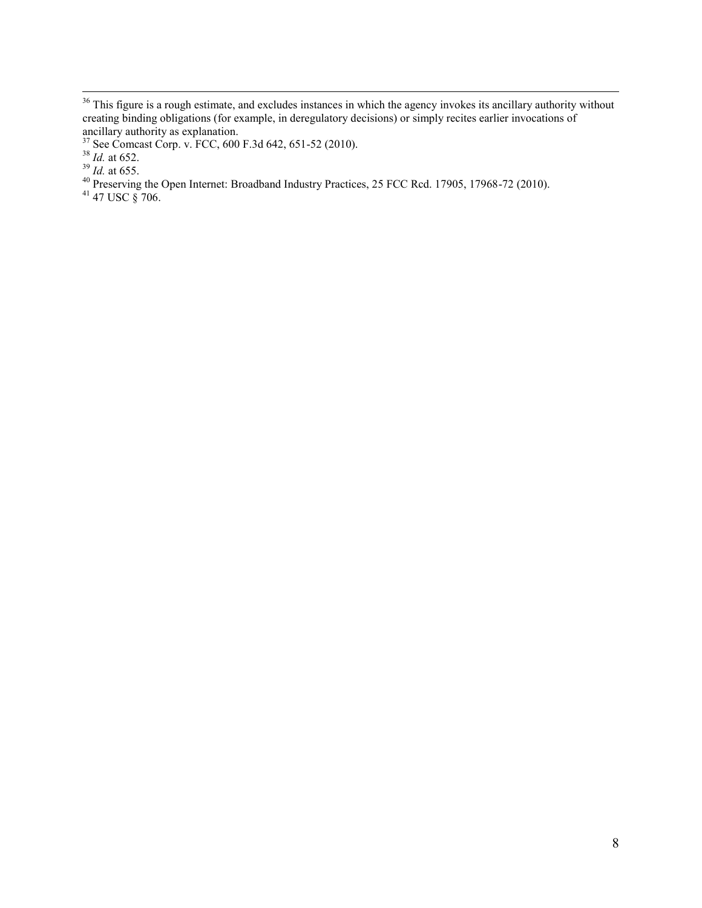[36] This figure is a rough estimate, and excludes instances in which the agency invokes its ancillary authority without creating binding obligations (for example, in deregulatory decisions) or simply recites earlier invocations of ancillary authority as explanation.

[37] See Comcast Corp. v. FCC, 600 F.3d 642, 651-52 (2010).

[38] *Id.* at 652.

[39] *Id.* at 655.

[40] Preserving the Open Internet: Broadband Industry Practices, 25 FCC Rcd. 17905, 17968-72 (2010).

[41] 47 USC § 706.